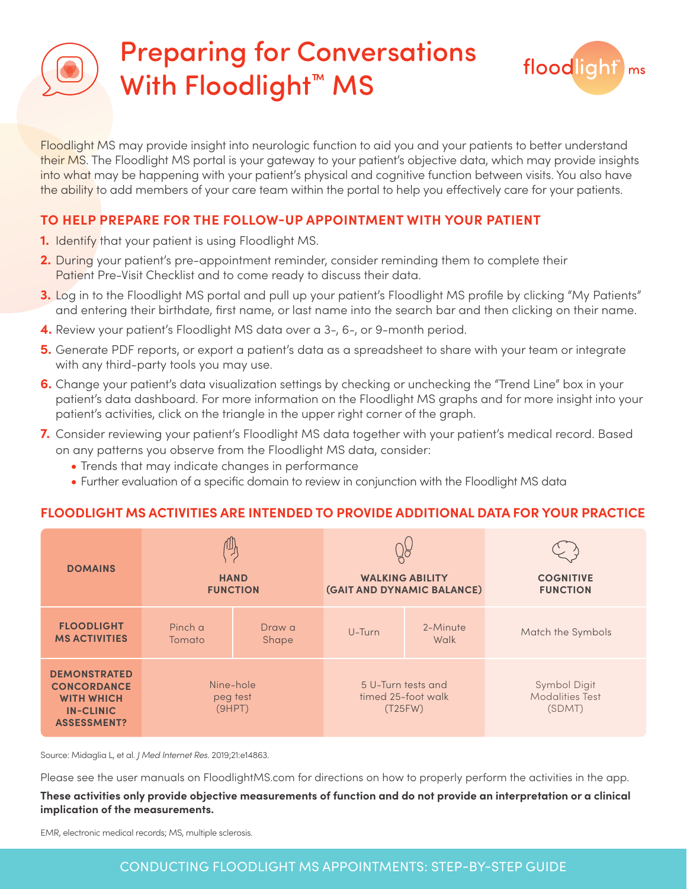# Preparing for Conversations With Floodlight™ MS

Floodlight MS may provide insight into neurologic function to aid you and your patients to better understand their MS. The Floodlight MS portal is your gateway to your patient's objective data, which may provide insights into what may be happening with your patient's physical and cognitive function between visits. You also have the ability to add members of your care team within the portal to help you effectively care for your patients.

## TO HELP PREPARE FOR THE FOLLOW-UP APPOINTMENT WITH YOUR PATIENT

1. Identify that your patient is using Floodlight MS.
2. During your patient's pre-appointment reminder, consider reminding them to complete their Patient Pre-Visit Checklist and to come ready to discuss their data.
3. Log in to the Floodlight MS portal and pull up your patient's Floodlight MS profile by clicking "My Patients" and entering their birthdate, first name, or last name into the search bar and then clicking on their name.
4. Review your patient's Floodlight MS data over a 3-, 6-, or 9-month period.
5. Generate PDF reports, or export a patient's data as a spreadsheet to share with your team or integrate with any third-party tools you may use.
6. Change your patient's data visualization settings by checking or unchecking the "Trend Line" box in your patient's data dashboard. For more information on the Floodlight MS graphs and for more insight into your patient's activities, click on the triangle in the upper right corner of the graph.
7. Consider reviewing your patient's Floodlight MS data together with your patient's medical record. Based on any patterns you observe from the Floodlight MS data, consider:
   - Trends that may indicate changes in performance
   - Further evaluation of a specific domain to review in conjunction with the Floodlight MS data

## FLOODLIGHT MS ACTIVITIES ARE INTENDED TO PROVIDE ADDITIONAL DATA FOR YOUR PRACTICE

| DOMAINS | HAND FUNCTION | | WALKING ABILITY (GAIT AND DYNAMIC BALANCE) | | COGNITIVE FUNCTION |
|---|---|---|---|---|---|
| FLOODLIGHT MS ACTIVITIES | Pinch a Tomato | Draw a Shape | U-Turn | 2-Minute Walk | Match the Symbols |
| DEMONSTRATED CONCORDANCE WITH WHICH IN-CLINIC ASSESSMENT? | Nine-hole peg test (9HPT) | | 5 U-Turn tests and timed 25-foot walk (T25FW) | | Symbol Digit Modalities Test (SDMT) |

Source: Midaglia L, et al. *J Med Internet Res*. 2019;21:e14863.

Please see the user manuals on FloodlightMS.com for directions on how to properly perform the activities in the app.

**These activities only provide objective measurements of function and do not provide an interpretation or a clinical implication of the measurements.**

EMR, electronic medical records; MS, multiple sclerosis.

CONDUCTING FLOODLIGHT MS APPOINTMENTS: STEP-BY-STEP GUIDE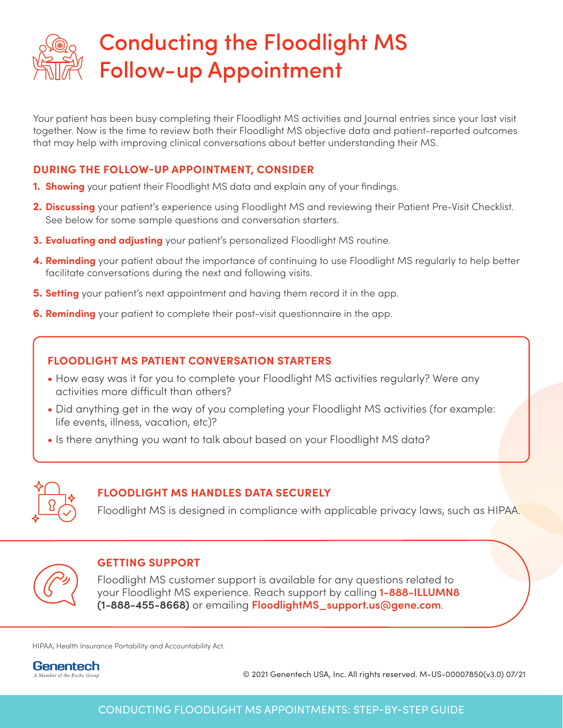# Conducting the Floodlight MS Follow-up Appointment

Your patient has been busy completing their Floodlight MS activities and Journal entries since your last visit together. Now is the time to review both their Floodlight MS objective data and patient-reported outcomes that may help with improving clinical conversations about better understanding their MS.

## DURING THE FOLLOW-UP APPOINTMENT, CONSIDER

1. **Showing** your patient their Floodlight MS data and explain any of your findings.
2. **Discussing** your patient's experience using Floodlight MS and reviewing their Patient Pre-Visit Checklist. See below for some sample questions and conversation starters.
3. **Evaluating and adjusting** your patient's personalized Floodlight MS routine.
4. **Reminding** your patient about the importance of continuing to use Floodlight MS regularly to help better facilitate conversations during the next and following visits.
5. **Setting** your patient's next appointment and having them record it in the app.
6. **Reminding** your patient to complete their post-visit questionnaire in the app.

## FLOODLIGHT MS PATIENT CONVERSATION STARTERS

- How easy was it for you to complete your Floodlight MS activities regularly? Were any activities more difficult than others?
- Did anything get in the way of you completing your Floodlight MS activities (for example: life events, illness, vacation, etc)?
- Is there anything you want to talk about based on your Floodlight MS data?

## FLOODLIGHT MS HANDLES DATA SECURELY

Floodlight MS is designed in compliance with applicable privacy laws, such as HIPAA.

## GETTING SUPPORT

Floodlight MS customer support is available for any questions related to your Floodlight MS experience. Reach support by calling **1-888-ILLUMN8 (1-888-455-8668)** or emailing **FloodlightMS_support.us@gene.com**.

HIPAA, Health Insurance Portability and Accountability Act.

Genentech
*A Member of the Roche Group*

© 2021 Genentech USA, Inc. All rights reserved. M-US-00007850(v3.0) 07/21

CONDUCTING FLOODLIGHT MS APPOINTMENTS: STEP-BY-STEP GUIDE